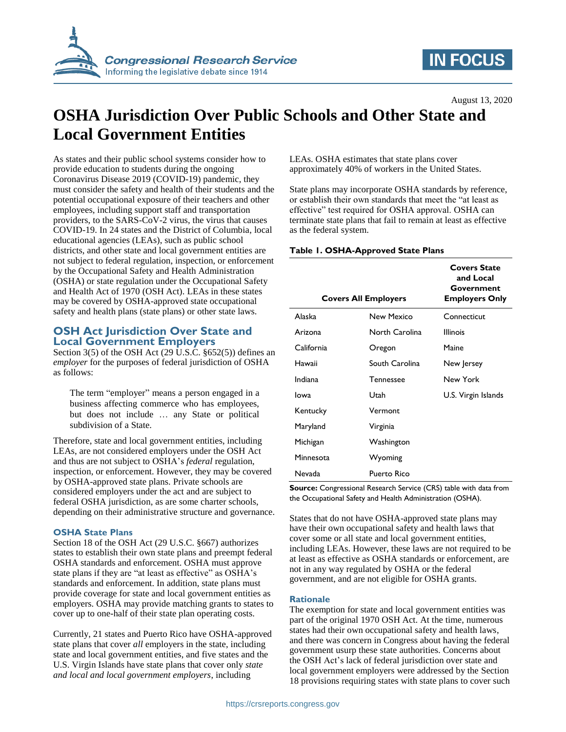August 13, 2020

# OSHA Jurisdiction Over Public Schools and Other State and Local Government Entities

As states and their public school systems consider how to provide education to students during the ongoing Coronavirus Disease 2019 (COVID-19) pandemic, they must consider the safety and health of their students and the potential occupational exposure of their teachers and other employees, including support staff and transportation providers, to the SARS-CoV-2 virus, the virus that causes COVID-19. In 24 states and the District of Columbia, local educational agencies (LEAs), such as public school districts, and other state and local government entities are not subject to federal regulation, inspection, or enforcement by the Occupational Safety and Health Administration (OSHA) or state regulation under the Occupational Safety and Health Act of 1970 (OSH Act). LEAs in these states may be covered by OSHA-approved state occupational safety and health plans (state plans) or other state laws.

## OSH Act Jurisdiction Over State and Local Government Employers

Section 3(5) of the OSH Act (29 U.S.C. §652(5)) defines an *employer* for the purposes of federal jurisdiction of OSHA as follows:

> The term "employer" means a person engaged in a business affecting commerce who has employees, but does not include … any State or political subdivision of a State.

Therefore, state and local government entities, including LEAs, are not considered employers under the OSH Act and thus are not subject to OSHA's *federal* regulation, inspection, or enforcement. However, they may be covered by OSHA-approved state plans. Private schools are considered employers under the act and are subject to federal OSHA jurisdiction, as are some charter schools, depending on their administrative structure and governance.

### OSHA State Plans

Section 18 of the OSH Act (29 U.S.C. §667) authorizes states to establish their own state plans and preempt federal OSHA standards and enforcement. OSHA must approve state plans if they are "at least as effective" as OSHA's standards and enforcement. In addition, state plans must provide coverage for state and local government entities as employers. OSHA may provide matching grants to states to cover up to one-half of their state plan operating costs.

Currently, 21 states and Puerto Rico have OSHA-approved state plans that cover *all* employers in the state, including state and local government entities, and five states and the U.S. Virgin Islands have state plans that cover only *state and local and local government employers*, including LEAs. OSHA estimates that state plans cover approximately 40% of workers in the United States.

State plans may incorporate OSHA standards by reference, or establish their own standards that meet the "at least as effective" test required for OSHA approval. OSHA can terminate state plans that fail to remain at least as effective as the federal system.

**Table 1. OSHA-Approved State Plans**

| Covers All Employers | | Covers State and Local Government Employers Only |
|---|---|---|
| Alaska | New Mexico | Connecticut |
| Arizona | North Carolina | Illinois |
| California | Oregon | Maine |
| Hawaii | South Carolina | New Jersey |
| Indiana | Tennessee | New York |
| Iowa | Utah | U.S. Virgin Islands |
| Kentucky | Vermont | |
| Maryland | Virginia | |
| Michigan | Washington | |
| Minnesota | Wyoming | |
| Nevada | Puerto Rico | |

**Source:** Congressional Research Service (CRS) table with data from the Occupational Safety and Health Administration (OSHA).

States that do not have OSHA-approved state plans may have their own occupational safety and health laws that cover some or all state and local government entities, including LEAs. However, these laws are not required to be at least as effective as OSHA standards or enforcement, are not in any way regulated by OSHA or the federal government, and are not eligible for OSHA grants.

### Rationale

The exemption for state and local government entities was part of the original 1970 OSH Act. At the time, numerous states had their own occupational safety and health laws, and there was concern in Congress about having the federal government usurp these state authorities. Concerns about the OSH Act's lack of federal jurisdiction over state and local government employers were addressed by the Section 18 provisions requiring states with state plans to cover such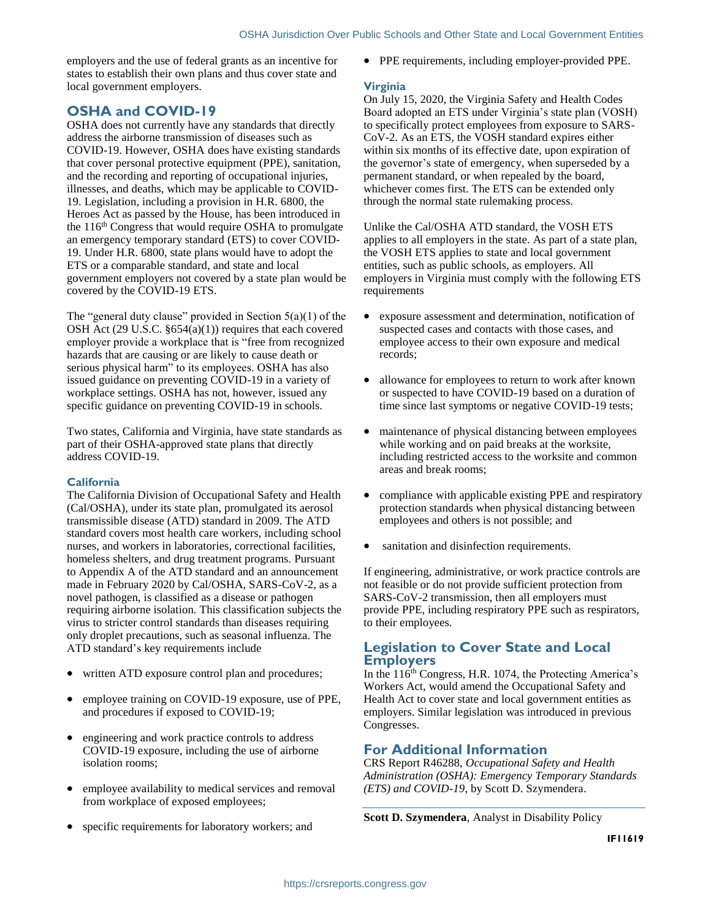employers and the use of federal grants as an incentive for states to establish their own plans and thus cover state and local government employers.

## OSHA and COVID-19

OSHA does not currently have any standards that directly address the airborne transmission of diseases such as COVID-19. However, OSHA does have existing standards that cover personal protective equipment (PPE), sanitation, and the recording and reporting of occupational injuries, illnesses, and deaths, which may be applicable to COVID-19. Legislation, including a provision in H.R. 6800, the Heroes Act as passed by the House, has been introduced in the 116th Congress that would require OSHA to promulgate an emergency temporary standard (ETS) to cover COVID-19. Under H.R. 6800, state plans would have to adopt the ETS or a comparable standard, and state and local government employers not covered by a state plan would be covered by the COVID-19 ETS.

The "general duty clause" provided in Section 5(a)(1) of the OSH Act (29 U.S.C. §654(a)(1)) requires that each covered employer provide a workplace that is "free from recognized hazards that are causing or are likely to cause death or serious physical harm" to its employees. OSHA has also issued guidance on preventing COVID-19 in a variety of workplace settings. OSHA has not, however, issued any specific guidance on preventing COVID-19 in schools.

Two states, California and Virginia, have state standards as part of their OSHA-approved state plans that directly address COVID-19.

### California

The California Division of Occupational Safety and Health (Cal/OSHA), under its state plan, promulgated its aerosol transmissible disease (ATD) standard in 2009. The ATD standard covers most health care workers, including school nurses, and workers in laboratories, correctional facilities, homeless shelters, and drug treatment programs. Pursuant to Appendix A of the ATD standard and an announcement made in February 2020 by Cal/OSHA, SARS-CoV-2, as a novel pathogen, is classified as a disease or pathogen requiring airborne isolation. This classification subjects the virus to stricter control standards than diseases requiring only droplet precautions, such as seasonal influenza. The ATD standard's key requirements include

- written ATD exposure control plan and procedures;
- employee training on COVID-19 exposure, use of PPE, and procedures if exposed to COVID-19;
- engineering and work practice controls to address COVID-19 exposure, including the use of airborne isolation rooms;
- employee availability to medical services and removal from workplace of exposed employees;
- specific requirements for laboratory workers; and
- PPE requirements, including employer-provided PPE.

### Virginia

On July 15, 2020, the Virginia Safety and Health Codes Board adopted an ETS under Virginia's state plan (VOSH) to specifically protect employees from exposure to SARS-CoV-2. As an ETS, the VOSH standard expires either within six months of its effective date, upon expiration of the governor's state of emergency, when superseded by a permanent standard, or when repealed by the board, whichever comes first. The ETS can be extended only through the normal state rulemaking process.

Unlike the Cal/OSHA ATD standard, the VOSH ETS applies to all employers in the state. As part of a state plan, the VOSH ETS applies to state and local government entities, such as public schools, as employers. All employers in Virginia must comply with the following ETS requirements

- exposure assessment and determination, notification of suspected cases and contacts with those cases, and employee access to their own exposure and medical records;
- allowance for employees to return to work after known or suspected to have COVID-19 based on a duration of time since last symptoms or negative COVID-19 tests;
- maintenance of physical distancing between employees while working and on paid breaks at the worksite, including restricted access to the worksite and common areas and break rooms;
- compliance with applicable existing PPE and respiratory protection standards when physical distancing between employees and others is not possible; and
- sanitation and disinfection requirements.

If engineering, administrative, or work practice controls are not feasible or do not provide sufficient protection from SARS-CoV-2 transmission, then all employers must provide PPE, including respiratory PPE such as respirators, to their employees.

## Legislation to Cover State and Local Employers

In the 116th Congress, H.R. 1074, the Protecting America's Workers Act, would amend the Occupational Safety and Health Act to cover state and local government entities as employers. Similar legislation was introduced in previous Congresses.

## For Additional Information

CRS Report R46288, *Occupational Safety and Health Administration (OSHA): Emergency Temporary Standards (ETS) and COVID-19*, by Scott D. Szymendera.

**Scott D. Szymendera**, Analyst in Disability Policy

IF11619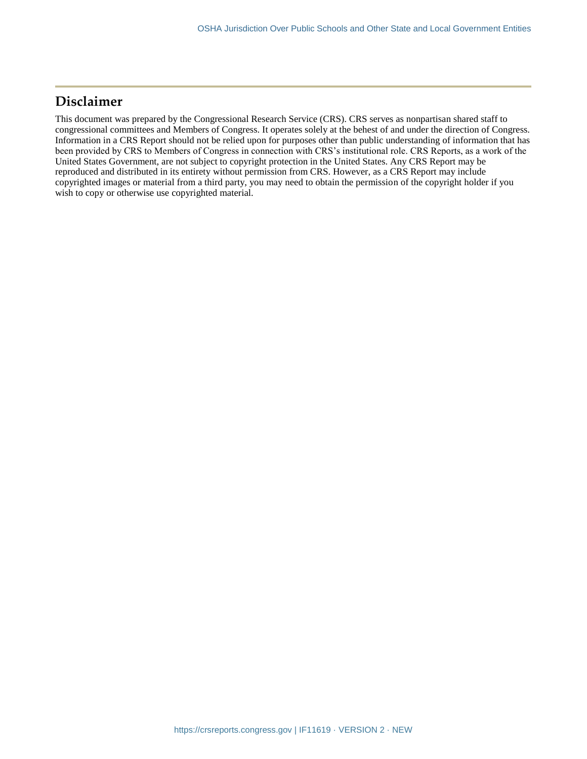## Disclaimer

This document was prepared by the Congressional Research Service (CRS). CRS serves as nonpartisan shared staff to congressional committees and Members of Congress. It operates solely at the behest of and under the direction of Congress. Information in a CRS Report should not be relied upon for purposes other than public understanding of information that has been provided by CRS to Members of Congress in connection with CRS's institutional role. CRS Reports, as a work of the United States Government, are not subject to copyright protection in the United States. Any CRS Report may be reproduced and distributed in its entirety without permission from CRS. However, as a CRS Report may include copyrighted images or material from a third party, you may need to obtain the permission of the copyright holder if you wish to copy or otherwise use copyrighted material.